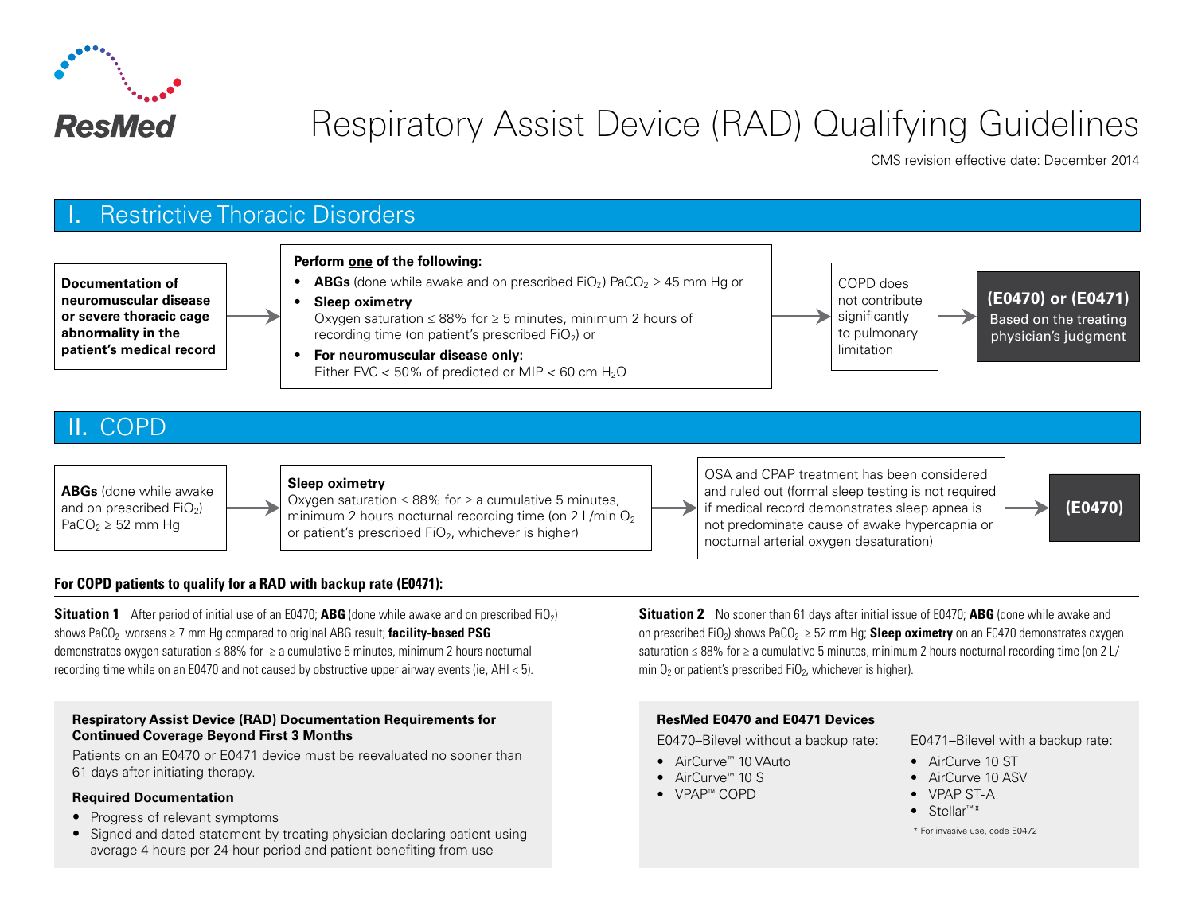ResMed

# Respiratory Assist Device (RAD) Qualifying Guidelines

CMS revision effective date: December 2014

## I. Restrictive Thoracic Disorders

**Documentation of neuromuscular disease or severe thoracic cage abnormality in the patient's medical record**

→

**Perform one of the following:**

- **ABGs** (done while awake and on prescribed $FiO_2$) $PaCO_2 \geq 45$ mm Hg or
- **Sleep oximetry**
  Oxygen saturation $\leq 88\%$ for $\geq 5$ minutes, minimum 2 hours of recording time (on patient's prescribed $FiO_2$) or
- **For neuromuscular disease only:**
  Either FVC < 50% of predicted or MIP < 60 cm $H_2O$

→

COPD does not contribute significantly to pulmonary limitation

→

**(E0470) or (E0471)**
Based on the treating physician's judgment

## II. COPD

**ABGs** (done while awake and on prescribed $FiO_2$) $PaCO_2 \geq 52$ mm Hg

→

**Sleep oximetry**
Oxygen saturation $\leq 88\%$ for $\geq$ a cumulative 5 minutes, minimum 2 hours nocturnal recording time (on 2 L/min $O_2$ or patient's prescribed $FiO_2$, whichever is higher)

→

OSA and CPAP treatment has been considered and ruled out (formal sleep testing is not required if medical record demonstrates sleep apnea is not predominate cause of awake hypercapnia or nocturnal arterial oxygen desaturation)

→

**(E0470)**

### For COPD patients to qualify for a RAD with backup rate (E0471):

**Situation 1** After period of initial use of an E0470; **ABG** (done while awake and on prescribed $FiO_2$) shows $PaCO_2$ worsens $\geq 7$ mm Hg compared to original ABG result; **facility-based PSG** demonstrates oxygen saturation $\leq 88\%$ for $\geq$ a cumulative 5 minutes, minimum 2 hours nocturnal recording time while on an E0470 and not caused by obstructive upper airway events (ie, AHI < 5).

**Situation 2** No sooner than 61 days after initial issue of E0470; **ABG** (done while awake and on prescribed $FiO_2$) shows $PaCO_2 \geq 52$ mm Hg; **Sleep oximetry** on an E0470 demonstrates oxygen saturation $\leq 88\%$ for $\geq$ a cumulative 5 minutes, minimum 2 hours nocturnal recording time (on 2 L/min $O_2$ or patient's prescribed $FiO_2$, whichever is higher).

### Respiratory Assist Device (RAD) Documentation Requirements for Continued Coverage Beyond First 3 Months

Patients on an E0470 or E0471 device must be reevaluated no sooner than 61 days after initiating therapy.

**Required Documentation**

- Progress of relevant symptoms
- Signed and dated statement by treating physician declaring patient using average 4 hours per 24-hour period and patient benefiting from use

### ResMed E0470 and E0471 Devices

E0470–Bilevel without a backup rate:

- AirCurve™ 10 VAuto
- AirCurve™ 10 S
- VPAP™ COPD

E0471–Bilevel with a backup rate:

- AirCurve 10 ST
- AirCurve 10 ASV
- VPAP ST-A
- Stellar™*

\* For invasive use, code E0472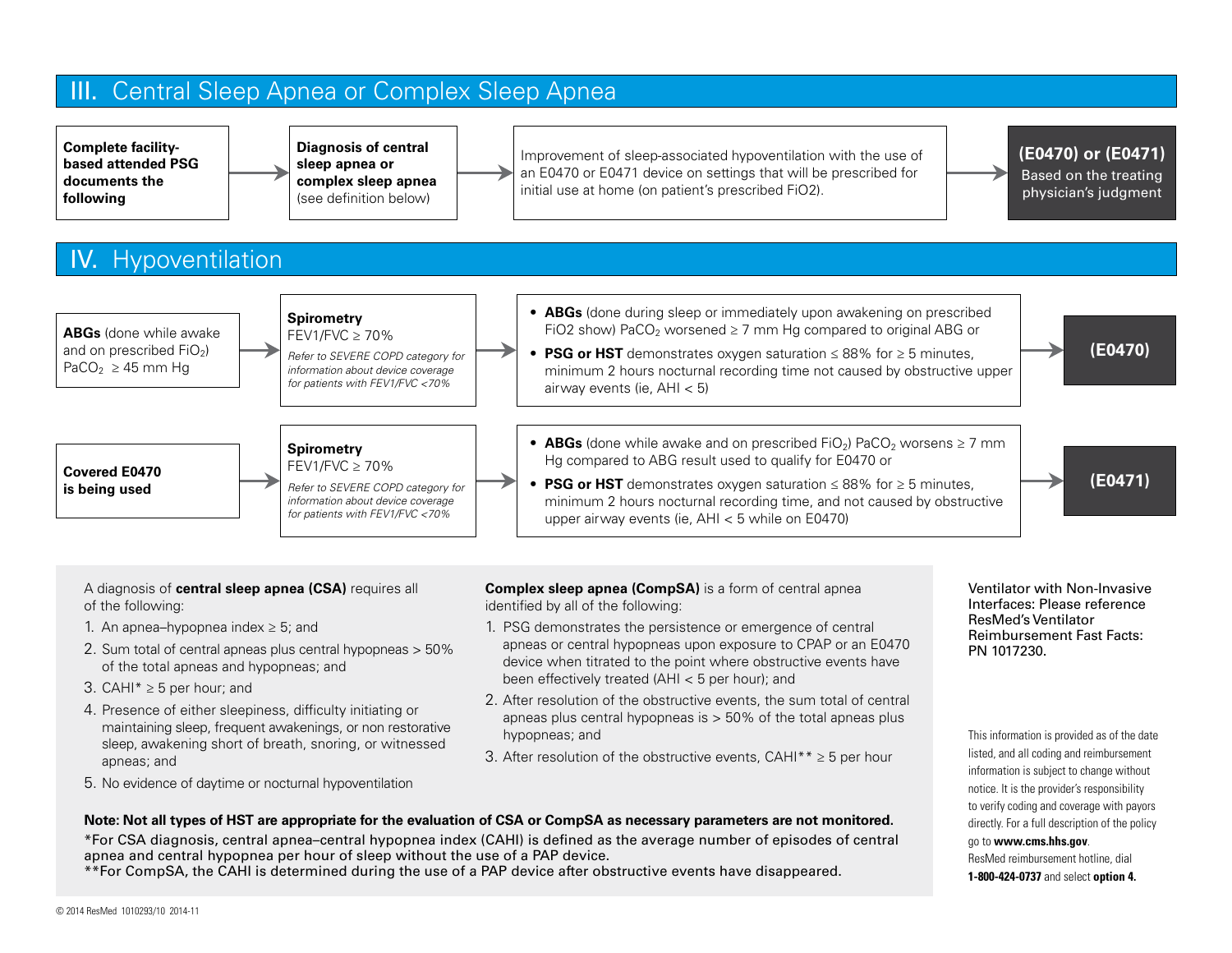## III. Central Sleep Apnea or Complex Sleep Apnea

**Complete facility-based attended PSG documents the following** → **Diagnosis of central sleep apnea or complex sleep apnea** (see definition below) → Improvement of sleep-associated hypoventilation with the use of an E0470 or E0471 device on settings that will be prescribed for initial use at home (on patient's prescribed FiO2). → **(E0470) or (E0471)** Based on the treating physician's judgment

## IV. Hypoventilation

**ABGs** (done while awake and on prescribed $FiO_2$) $PaCO_2$ ≥ 45 mm Hg → **Spirometry** FEV1/FVC ≥ 70% *Refer to SEVERE COPD category for information about device coverage for patients with FEV1/FVC <70%* →

- **ABGs** (done during sleep or immediately upon awakening on prescribed FiO2 show) $PaCO_2$ worsened ≥ 7 mm Hg compared to original ABG or
- **PSG or HST** demonstrates oxygen saturation ≤ 88% for ≥ 5 minutes, minimum 2 hours nocturnal recording time not caused by obstructive upper airway events (ie, AHI < 5)

→ **(E0470)**

**Covered E0470 is being used** → **Spirometry** FEV1/FVC ≥ 70% *Refer to SEVERE COPD category for information about device coverage for patients with FEV1/FVC <70%* →

- **ABGs** (done while awake and on prescribed $FiO_2$) $PaCO_2$ worsens ≥ 7 mm Hg compared to ABG result used to qualify for E0470 or
- **PSG or HST** demonstrates oxygen saturation ≤ 88% for ≥ 5 minutes, minimum 2 hours nocturnal recording time, and not caused by obstructive upper airway events (ie, AHI < 5 while on E0470)

→ **(E0471)**

A diagnosis of **central sleep apnea (CSA)** requires all of the following:

1. An apnea–hypopnea index ≥ 5; and
2. Sum total of central apneas plus central hypopneas > 50% of the total apneas and hypopneas; and
3. CAHI* ≥ 5 per hour; and
4. Presence of either sleepiness, difficulty initiating or maintaining sleep, frequent awakenings, or non restorative sleep, awakening short of breath, snoring, or witnessed apneas; and
5. No evidence of daytime or nocturnal hypoventilation

**Complex sleep apnea (CompSA)** is a form of central apnea identified by all of the following:

1. PSG demonstrates the persistence or emergence of central apneas or central hypopneas upon exposure to CPAP or an E0470 device when titrated to the point where obstructive events have been effectively treated (AHI < 5 per hour); and
2. After resolution of the obstructive events, the sum total of central apneas plus central hypopneas is > 50% of the total apneas plus hypopneas; and
3. After resolution of the obstructive events, CAHI** ≥ 5 per hour

**Note: Not all types of HST are appropriate for the evaluation of CSA or CompSA as necessary parameters are not monitored.**

*For CSA diagnosis, central apnea–central hypopnea index (CAHI) is defined as the average number of episodes of central apnea and central hypopnea per hour of sleep without the use of a PAP device.
**For CompSA, the CAHI is determined during the use of a PAP device after obstructive events have disappeared.

Ventilator with Non-Invasive Interfaces: Please reference ResMed's Ventilator Reimbursement Fast Facts: PN 1017230.

This information is provided as of the date listed, and all coding and reimbursement information is subject to change without notice. It is the provider's responsibility to verify coding and coverage with payors directly. For a full description of the policy go to **www.cms.hhs.gov**.
ResMed reimbursement hotline, dial **1-800-424-0737** and select **option 4.**

© 2014 ResMed 1010293/10 2014-11